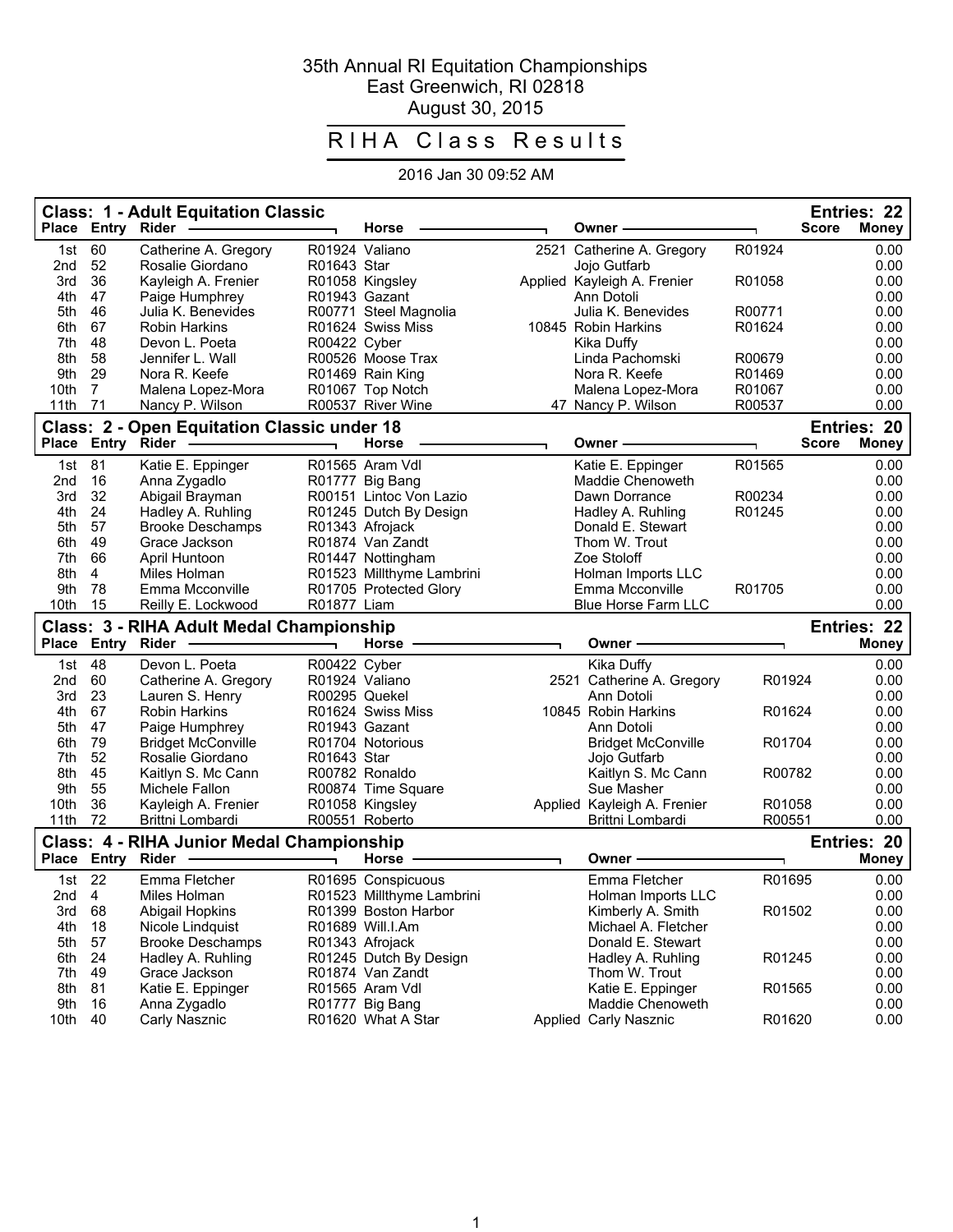# 35th Annual RI Equitation Championships

East Greenwich, RI 02818

August 30, 2015

## RIHA Class Results

2016 Jan 30 09:52 AM

### Class: 1 - Adult Equitation Classic — Entries: 22

| Place | Entry | Rider | | Horse | | Owner | | Score | Money |
|---|---|---|---|---|---|---|---|---|---|
| 1st | 60 | Catherine A. Gregory | R01924 | Valiano | 2521 | Catherine A. Gregory | R01924 | | 0.00 |
| 2nd | 52 | Rosalie Giordano | R01643 | Star | | Jojo Gutfarb | | | 0.00 |
| 3rd | 36 | Kayleigh A. Frenier | R01058 | Kingsley | Applied | Kayleigh A. Frenier | R01058 | | 0.00 |
| 4th | 47 | Paige Humphrey | R01943 | Gazant | | Ann Dotoli | | | 0.00 |
| 5th | 46 | Julia K. Benevides | R00771 | Steel Magnolia | | Julia K. Benevides | R00771 | | 0.00 |
| 6th | 67 | Robin Harkins | R01624 | Swiss Miss | 10845 | Robin Harkins | R01624 | | 0.00 |
| 7th | 48 | Devon L. Poeta | R00422 | Cyber | | Kika Duffy | | | 0.00 |
| 8th | 58 | Jennifer L. Wall | R00526 | Moose Trax | | Linda Pachomski | R00679 | | 0.00 |
| 9th | 29 | Nora R. Keefe | R01469 | Rain King | | Nora R. Keefe | R01469 | | 0.00 |
| 10th | 7 | Malena Lopez-Mora | R01067 | Top Notch | | Malena Lopez-Mora | R01067 | | 0.00 |
| 11th | 71 | Nancy P. Wilson | R00537 | River Wine | 47 | Nancy P. Wilson | R00537 | | 0.00 |

### Class: 2 - Open Equitation Classic under 18 — Entries: 20

| Place | Entry | Rider | | Horse | | Owner | | Score | Money |
|---|---|---|---|---|---|---|---|---|---|
| 1st | 81 | Katie E. Eppinger | R01565 | Aram Vdl | | Katie E. Eppinger | R01565 | | 0.00 |
| 2nd | 16 | Anna Zygadlo | R01777 | Big Bang | | Maddie Chenoweth | | | 0.00 |
| 3rd | 32 | Abigail Brayman | R00151 | Lintoc Von Lazio | | Dawn Dorrance | R00234 | | 0.00 |
| 4th | 24 | Hadley A. Ruhling | R01245 | Dutch By Design | | Hadley A. Ruhling | R01245 | | 0.00 |
| 5th | 57 | Brooke Deschamps | R01343 | Afrojack | | Donald E. Stewart | | | 0.00 |
| 6th | 49 | Grace Jackson | R01874 | Van Zandt | | Thom W. Trout | | | 0.00 |
| 7th | 66 | April Huntoon | R01447 | Nottingham | | Zoe Stoloff | | | 0.00 |
| 8th | 4 | Miles Holman | R01523 | Millthyme Lambrini | | Holman Imports LLC | | | 0.00 |
| 9th | 78 | Emma Mcconville | R01705 | Protected Glory | | Emma Mcconville | R01705 | | 0.00 |
| 10th | 15 | Reilly E. Lockwood | R01877 | Liam | | Blue Horse Farm LLC | | | 0.00 |

### Class: 3 - RIHA Adult Medal Championship — Entries: 22

| Place | Entry | Rider | | Horse | | Owner | | Money |
|---|---|---|---|---|---|---|---|---|
| 1st | 48 | Devon L. Poeta | R00422 | Cyber | | Kika Duffy | | 0.00 |
| 2nd | 60 | Catherine A. Gregory | R01924 | Valiano | 2521 | Catherine A. Gregory | R01924 | 0.00 |
| 3rd | 23 | Lauren S. Henry | R00295 | Quekel | | Ann Dotoli | | 0.00 |
| 4th | 67 | Robin Harkins | R01624 | Swiss Miss | 10845 | Robin Harkins | R01624 | 0.00 |
| 5th | 47 | Paige Humphrey | R01943 | Gazant | | Ann Dotoli | | 0.00 |
| 6th | 79 | Bridget McConville | R01704 | Notorious | | Bridget McConville | R01704 | 0.00 |
| 7th | 52 | Rosalie Giordano | R01643 | Star | | Jojo Gutfarb | | 0.00 |
| 8th | 45 | Kaitlyn S. Mc Cann | R00782 | Ronaldo | | Kaitlyn S. Mc Cann | R00782 | 0.00 |
| 9th | 55 | Michele Fallon | R00874 | Time Square | | Sue Masher | | 0.00 |
| 10th | 36 | Kayleigh A. Frenier | R01058 | Kingsley | Applied | Kayleigh A. Frenier | R01058 | 0.00 |
| 11th | 72 | Brittni Lombardi | R00551 | Roberto | | Brittni Lombardi | R00551 | 0.00 |

### Class: 4 - RIHA Junior Medal Championship — Entries: 20

| Place | Entry | Rider | | Horse | | Owner | | Money |
|---|---|---|---|---|---|---|---|---|
| 1st | 22 | Emma Fletcher | R01695 | Conspicuous | | Emma Fletcher | R01695 | 0.00 |
| 2nd | 4 | Miles Holman | R01523 | Millthyme Lambrini | | Holman Imports LLC | | 0.00 |
| 3rd | 68 | Abigail Hopkins | R01399 | Boston Harbor | | Kimberly A. Smith | R01502 | 0.00 |
| 4th | 18 | Nicole Lindquist | R01689 | Will.I.Am | | Michael A. Fletcher | | 0.00 |
| 5th | 57 | Brooke Deschamps | R01343 | Afrojack | | Donald E. Stewart | | 0.00 |
| 6th | 24 | Hadley A. Ruhling | R01245 | Dutch By Design | | Hadley A. Ruhling | R01245 | 0.00 |
| 7th | 49 | Grace Jackson | R01874 | Van Zandt | | Thom W. Trout | | 0.00 |
| 8th | 81 | Katie E. Eppinger | R01565 | Aram Vdl | | Katie E. Eppinger | R01565 | 0.00 |
| 9th | 16 | Anna Zygadlo | R01777 | Big Bang | | Maddie Chenoweth | | 0.00 |
| 10th | 40 | Carly Nasznic | R01620 | What A Star | Applied | Carly Nasznic | R01620 | 0.00 |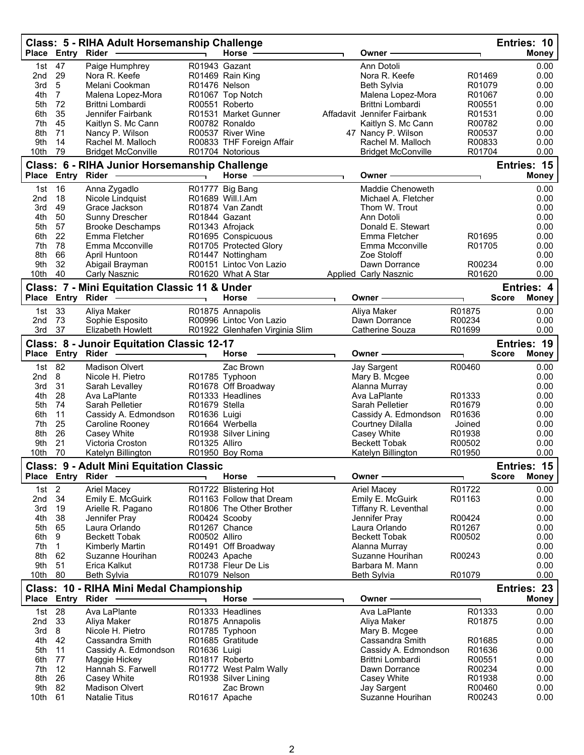## Class: 5 - RIHA Adult Horsemanship Challenge

Entries: 10

| Place | Entry | Rider | | Horse | | Owner | | Money |
|---|---|---|---|---|---|---|---|---|
| 1st | 47 | Paige Humphrey | R01943 | Gazant | | Ann Dotoli | | 0.00 |
| 2nd | 29 | Nora R. Keefe | R01469 | Rain King | | Nora R. Keefe | R01469 | 0.00 |
| 3rd | 5 | Melani Cookman | R01476 | Nelson | | Beth Sylvia | R01079 | 0.00 |
| 4th | 7 | Malena Lopez-Mora | R01067 | Top Notch | | Malena Lopez-Mora | R01067 | 0.00 |
| 5th | 72 | Brittni Lombardi | R00551 | Roberto | | Brittni Lombardi | R00551 | 0.00 |
| 6th | 35 | Jennifer Fairbank | R01531 | Market Gunner | Affadavit | Jennifer Fairbank | R01531 | 0.00 |
| 7th | 45 | Kaitlyn S. Mc Cann | R00782 | Ronaldo | | Kaitlyn S. Mc Cann | R00782 | 0.00 |
| 8th | 71 | Nancy P. Wilson | R00537 | River Wine | 47 | Nancy P. Wilson | R00537 | 0.00 |
| 9th | 14 | Rachel M. Malloch | R00833 | THF Foreign Affair | | Rachel M. Malloch | R00833 | 0.00 |
| 10th | 79 | Bridget McConville | R01704 | Notorious | | Bridget McConville | R01704 | 0.00 |

## Class: 6 - RIHA Junior Horsemanship Challenge

Entries: 15

| Place | Entry | Rider | | Horse | | Owner | | Money |
|---|---|---|---|---|---|---|---|---|
| 1st | 16 | Anna Zygadlo | R01777 | Big Bang | | Maddie Chenoweth | | 0.00 |
| 2nd | 18 | Nicole Lindquist | R01689 | Will.I.Am | | Michael A. Fletcher | | 0.00 |
| 3rd | 49 | Grace Jackson | R01874 | Van Zandt | | Thom W. Trout | | 0.00 |
| 4th | 50 | Sunny Drescher | R01844 | Gazant | | Ann Dotoli | | 0.00 |
| 5th | 57 | Brooke Deschamps | R01343 | Afrojack | | Donald E. Stewart | | 0.00 |
| 6th | 22 | Emma Fletcher | R01695 | Conspicuous | | Emma Fletcher | R01695 | 0.00 |
| 7th | 78 | Emma Mcconville | R01705 | Protected Glory | | Emma Mcconville | R01705 | 0.00 |
| 8th | 66 | April Huntoon | R01447 | Nottingham | | Zoe Stoloff | | 0.00 |
| 9th | 32 | Abigail Brayman | R00151 | Lintoc Von Lazio | | Dawn Dorrance | R00234 | 0.00 |
| 10th | 40 | Carly Nasznic | R01620 | What A Star | Applied | Carly Nasznic | R01620 | 0.00 |

## Class: 7 - Mini Equitation Classic 11 & Under

Entries: 4

| Place | Entry | Rider | | Horse | Owner | | Score | Money |
|---|---|---|---|---|---|---|---|---|
| 1st | 33 | Aliya Maker | R01875 | Annapolis | Aliya Maker | R01875 | | 0.00 |
| 2nd | 73 | Sophie Esposito | R00996 | Lintoc Von Lazio | Dawn Dorrance | R00234 | | 0.00 |
| 3rd | 37 | Elizabeth Howlett | R01922 | Glenhafen Virginia Slim | Catherine Souza | R01699 | | 0.00 |

## Class: 8 - Junoir Equitation Classic 12-17

Entries: 19

| Place | Entry | Rider | | Horse | Owner | | Score | Money |
|---|---|---|---|---|---|---|---|---|
| 1st | 82 | Madison Olvert | | Zac Brown | Jay Sargent | R00460 | | 0.00 |
| 2nd | 8 | Nicole H. Pietro | R01785 | Typhoon | Mary B. Mcgee | | | 0.00 |
| 3rd | 31 | Sarah Levalley | R01678 | Off Broadway | Alanna Murray | | | 0.00 |
| 4th | 28 | Ava LaPlante | R01333 | Headlines | Ava LaPlante | R01333 | | 0.00 |
| 5th | 74 | Sarah Pelletier | R01679 | Stella | Sarah Pelletier | R01679 | | 0.00 |
| 6th | 11 | Cassidy A. Edmondson | R01636 | Luigi | Cassidy A. Edmondson | R01636 | | 0.00 |
| 7th | 25 | Caroline Rooney | R01664 | Werbella | Courtney Dilalla | Joined | | 0.00 |
| 8th | 26 | Casey White | R01938 | Silver Lining | Casey White | R01938 | | 0.00 |
| 9th | 21 | Victoria Croston | R01325 | Alliro | Beckett Tobak | R00502 | | 0.00 |
| 10th | 70 | Katelyn Billington | R01950 | Boy Roma | Katelyn Billington | R01950 | | 0.00 |

## Class: 9 - Adult Mini Equitation Classic

Entries: 15

| Place | Entry | Rider | | Horse | Owner | | Score | Money |
|---|---|---|---|---|---|---|---|---|
| 1st | 2 | Ariel Macey | R01722 | Blistering Hot | Ariel Macey | R01722 | | 0.00 |
| 2nd | 34 | Emily E. McGuirk | R01163 | Follow that Dream | Emily E. McGuirk | R01163 | | 0.00 |
| 3rd | 19 | Arielle R. Pagano | R01806 | The Other Brother | Tiffany R. Leventhal | | | 0.00 |
| 4th | 38 | Jennifer Pray | R00424 | Scooby | Jennifer Pray | R00424 | | 0.00 |
| 5th | 65 | Laura Orlando | R01267 | Chance | Laura Orlando | R01267 | | 0.00 |
| 6th | 9 | Beckett Tobak | R00502 | Alliro | Beckett Tobak | R00502 | | 0.00 |
| 7th | 1 | Kimberly Martin | R01491 | Off Broadway | Alanna Murray | | | 0.00 |
| 8th | 62 | Suzanne Hourihan | R00243 | Apache | Suzanne Hourihan | R00243 | | 0.00 |
| 9th | 51 | Erica Kalkut | R01738 | Fleur De Lis | Barbara M. Mann | | | 0.00 |
| 10th | 80 | Beth Sylvia | R01079 | Nelson | Beth Sylvia | R01079 | | 0.00 |

## Class: 10 - RIHA Mini Medal Championship

Entries: 23

| Place | Entry | Rider | | Horse | Owner | | Money |
|---|---|---|---|---|---|---|---|
| 1st | 28 | Ava LaPlante | R01333 | Headlines | Ava LaPlante | R01333 | 0.00 |
| 2nd | 33 | Aliya Maker | R01875 | Annapolis | Aliya Maker | R01875 | 0.00 |
| 3rd | 8 | Nicole H. Pietro | R01785 | Typhoon | Mary B. Mcgee | | 0.00 |
| 4th | 42 | Cassandra Smith | R01685 | Gratitude | Cassandra Smith | R01685 | 0.00 |
| 5th | 11 | Cassidy A. Edmondson | R01636 | Luigi | Cassidy A. Edmondson | R01636 | 0.00 |
| 6th | 77 | Maggie Hickey | R01817 | Roberto | Brittni Lombardi | R00551 | 0.00 |
| 7th | 12 | Hannah S. Farwell | R01772 | West Palm Wally | Dawn Dorrance | R00234 | 0.00 |
| 8th | 26 | Casey White | R01938 | Silver Lining | Casey White | R01938 | 0.00 |
| 9th | 82 | Madison Olvert | | Zac Brown | Jay Sargent | R00460 | 0.00 |
| 10th | 61 | Natalie Titus | R01617 | Apache | Suzanne Hourihan | R00243 | 0.00 |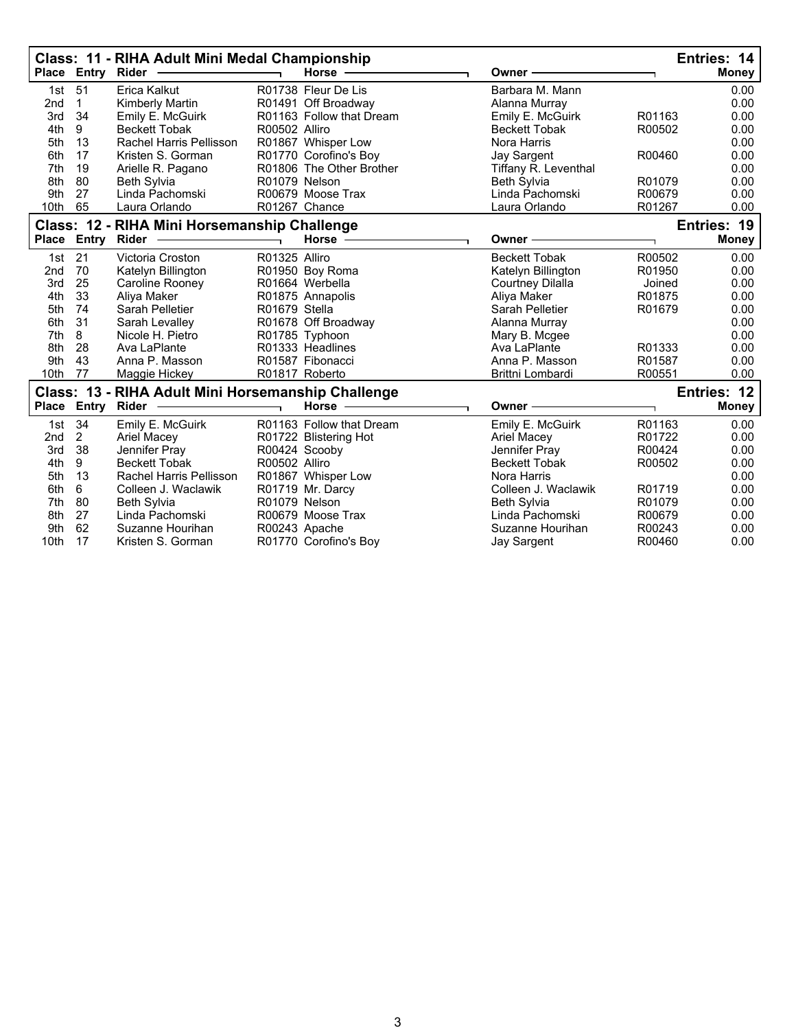## Class: 11 - RIHA Adult Mini Medal Championship

**Entries: 14**

| Place | Entry | Rider | Horse | Owner | | Money |
|---|---|---|---|---|---|---|
| 1st | 51 | Erica Kalkut | R01738 Fleur De Lis | Barbara M. Mann | | 0.00 |
| 2nd | 1 | Kimberly Martin | R01491 Off Broadway | Alanna Murray | | 0.00 |
| 3rd | 34 | Emily E. McGuirk | R01163 Follow that Dream | Emily E. McGuirk | R01163 | 0.00 |
| 4th | 9 | Beckett Tobak | R00502 Alliro | Beckett Tobak | R00502 | 0.00 |
| 5th | 13 | Rachel Harris Pellisson | R01867 Whisper Low | Nora Harris | | 0.00 |
| 6th | 17 | Kristen S. Gorman | R01770 Corofino's Boy | Jay Sargent | R00460 | 0.00 |
| 7th | 19 | Arielle R. Pagano | R01806 The Other Brother | Tiffany R. Leventhal | | 0.00 |
| 8th | 80 | Beth Sylvia | R01079 Nelson | Beth Sylvia | R01079 | 0.00 |
| 9th | 27 | Linda Pachomski | R00679 Moose Trax | Linda Pachomski | R00679 | 0.00 |
| 10th | 65 | Laura Orlando | R01267 Chance | Laura Orlando | R01267 | 0.00 |

## Class: 12 - RIHA Mini Horsemanship Challenge

**Entries: 19**

| Place | Entry | Rider | Horse | Owner | | Money |
|---|---|---|---|---|---|---|
| 1st | 21 | Victoria Croston | R01325 Alliro | Beckett Tobak | R00502 | 0.00 |
| 2nd | 70 | Katelyn Billington | R01950 Boy Roma | Katelyn Billington | R01950 | 0.00 |
| 3rd | 25 | Caroline Rooney | R01664 Werbella | Courtney Dilalla | Joined | 0.00 |
| 4th | 33 | Aliya Maker | R01875 Annapolis | Aliya Maker | R01875 | 0.00 |
| 5th | 74 | Sarah Pelletier | R01679 Stella | Sarah Pelletier | R01679 | 0.00 |
| 6th | 31 | Sarah Levalley | R01678 Off Broadway | Alanna Murray | | 0.00 |
| 7th | 8 | Nicole H. Pietro | R01785 Typhoon | Mary B. Mcgee | | 0.00 |
| 8th | 28 | Ava LaPlante | R01333 Headlines | Ava LaPlante | R01333 | 0.00 |
| 9th | 43 | Anna P. Masson | R01587 Fibonacci | Anna P. Masson | R01587 | 0.00 |
| 10th | 77 | Maggie Hickey | R01817 Roberto | Brittni Lombardi | R00551 | 0.00 |

## Class: 13 - RIHA Adult Mini Horsemanship Challenge

**Entries: 12**

| Place | Entry | Rider | Horse | Owner | | Money |
|---|---|---|---|---|---|---|
| 1st | 34 | Emily E. McGuirk | R01163 Follow that Dream | Emily E. McGuirk | R01163 | 0.00 |
| 2nd | 2 | Ariel Macey | R01722 Blistering Hot | Ariel Macey | R01722 | 0.00 |
| 3rd | 38 | Jennifer Pray | R00424 Scooby | Jennifer Pray | R00424 | 0.00 |
| 4th | 9 | Beckett Tobak | R00502 Alliro | Beckett Tobak | R00502 | 0.00 |
| 5th | 13 | Rachel Harris Pellisson | R01867 Whisper Low | Nora Harris | | 0.00 |
| 6th | 6 | Colleen J. Waclawik | R01719 Mr. Darcy | Colleen J. Waclawik | R01719 | 0.00 |
| 7th | 80 | Beth Sylvia | R01079 Nelson | Beth Sylvia | R01079 | 0.00 |
| 8th | 27 | Linda Pachomski | R00679 Moose Trax | Linda Pachomski | R00679 | 0.00 |
| 9th | 62 | Suzanne Hourihan | R00243 Apache | Suzanne Hourihan | R00243 | 0.00 |
| 10th | 17 | Kristen S. Gorman | R01770 Corofino's Boy | Jay Sargent | R00460 | 0.00 |